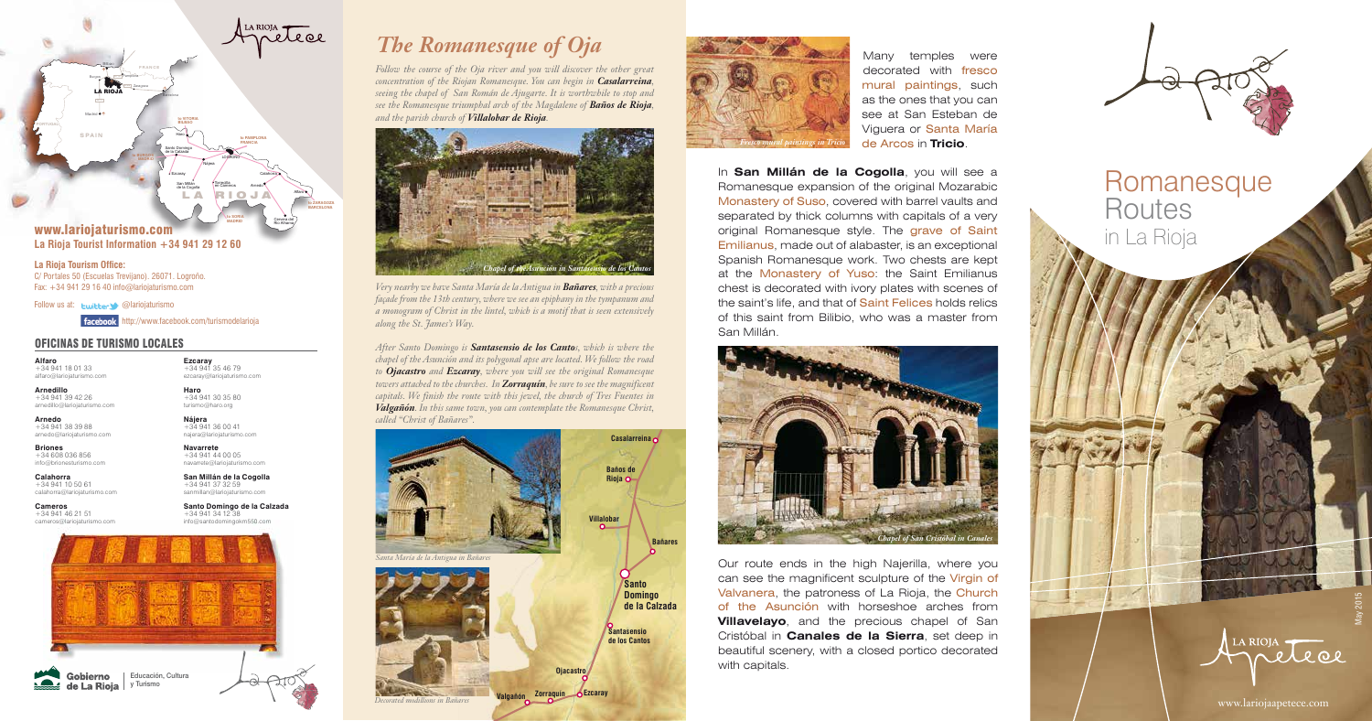LA RIOJA Apetece

www.lariojaturismo.com

**La Rioja Tourist Information +34 941 29 12 60**

**La Rioja Tourism Office:**
C/ Portales 50 (Escuelas Trevijano). 26071. Logroño.
Fax: +34 941 29 16 40 info@lariojaturismo.com

Follow us at: twitter @lariojaturismo

facebook http://www.facebook.com/turismodelarioja

## OFICINAS DE TURISMO LOCALES

**Alfaro**
+34 941 18 01 33
alfaro@lariojaturismo.com

**Arnedillo**
+34 941 39 42 26
arnedillo@lariojaturismo.com

**Arnedo**
+34 941 38 39 88
arnedo@lariojaturismo.com

**Briones**
+34 608 036 856
info@brionesturismo.com

**Calahorra**
+34 941 10 50 61
calahorra@lariojaturismo.com

**Cameros**
+34 941 46 21 51
cameros@lariojaturismo.com

**Ezcaray**
+34 941 35 46 79
ezcaray@lariojaturismo.com

**Haro**
+34 941 30 35 80
turismo@haro.org

**Nájera**
+34 941 36 00 41
najera@lariojaturismo.com

**Navarrete**
+34 941 44 00 05
navarrete@lariojaturismo.com

**San Millán de la Cogolla**
+34 941 37 32 59
sanmillan@lariojaturismo.com

**Santo Domingo de la Calzada**
+34 941 34 12 38
info@santodomingo.com

Gobierno de La Rioja | Educación, Cultura y Turismo

# The Romanesque of Oja

*Follow the course of the Oja river and you will discover the other great concentration of the Riojan Romanesque. You can begin in **Casalarreina**, seeing the chapel of San Román de Ajugarte. It is worthwhile to stop and see the Romanesque triumphal arch of the Magdalene of **Baños de Rioja**, and the parish church of **Villalobar de Rioja**.*

*Chapel of the Asunción in Santasensio de los Cantos*

*Very nearby we have Santa María de la Antigua in **Bañares**, with a precious façade from the 13th century, where we see an epiphany in the tympanum and a monogram of Christ in the lintel, which is a motif that is seen extensively along the St. James's Way.*

*After Santo Domingo is **Santasensio de los Cantos**, which is where the chapel of the Asunción and its polygonal apse are located. We follow the road to **Ojacastro** and **Ezcaray**, where you will see the original Romanesque towers attached to the churches. In **Zorraquín**, be sure to see the magnificent capitals. We finish the route with this jewel, the church of Tres Fuentes in **Valgañón**. In this same town, you can contemplate the Romanesque Christ, called "Christ of Bañares".*

*Santa María de la Antigua in Bañares*

*Decorated modillions in Bañares*

Casalarreina
Baños de Rioja
Villalobar
Bañares
Santo Domingo de la Calzada
Santasensio de los Cantos
Ojacastro
Ezcaray
Zorraquín
Valgañón

*Fresco mural paintings in Tricio*

Many temples were decorated with fresco mural paintings, such as the ones that you can see at San Esteban de Viguera or Santa María de Arcos in **Tricio**.

In **San Millán de la Cogolla**, you will see a Romanesque expansion of the original Mozarabic Monastery of Suso, covered with barrel vaults and separated by thick columns with capitals of a very original Romanesque style. The grave of Saint Emilianus, made out of alabaster, is an exceptional Spanish Romanesque work. Two chests are kept at the Monastery of Yuso: the Saint Emilianus chest is decorated with ivory plates with scenes of the saint's life, and that of Saint Felices holds relics of this saint from Bilibio, who was a master from San Millán.

*Chapel of San Cristóbal in Canales*

Our route ends in the high Najerilla, where you can see the magnificent sculpture of the Virgin of Valvanera, the patroness of La Rioja, the Church of the Asunción with horseshoe arches from **Villavelayo**, and the precious chapel of San Cristóbal in **Canales de la Sierra**, set deep in beautiful scenery, with a closed portico decorated with capitals.

# Romanesque Routes in La Rioja

May 2015

LA RIOJA Apetece

www.lariojaapetece.com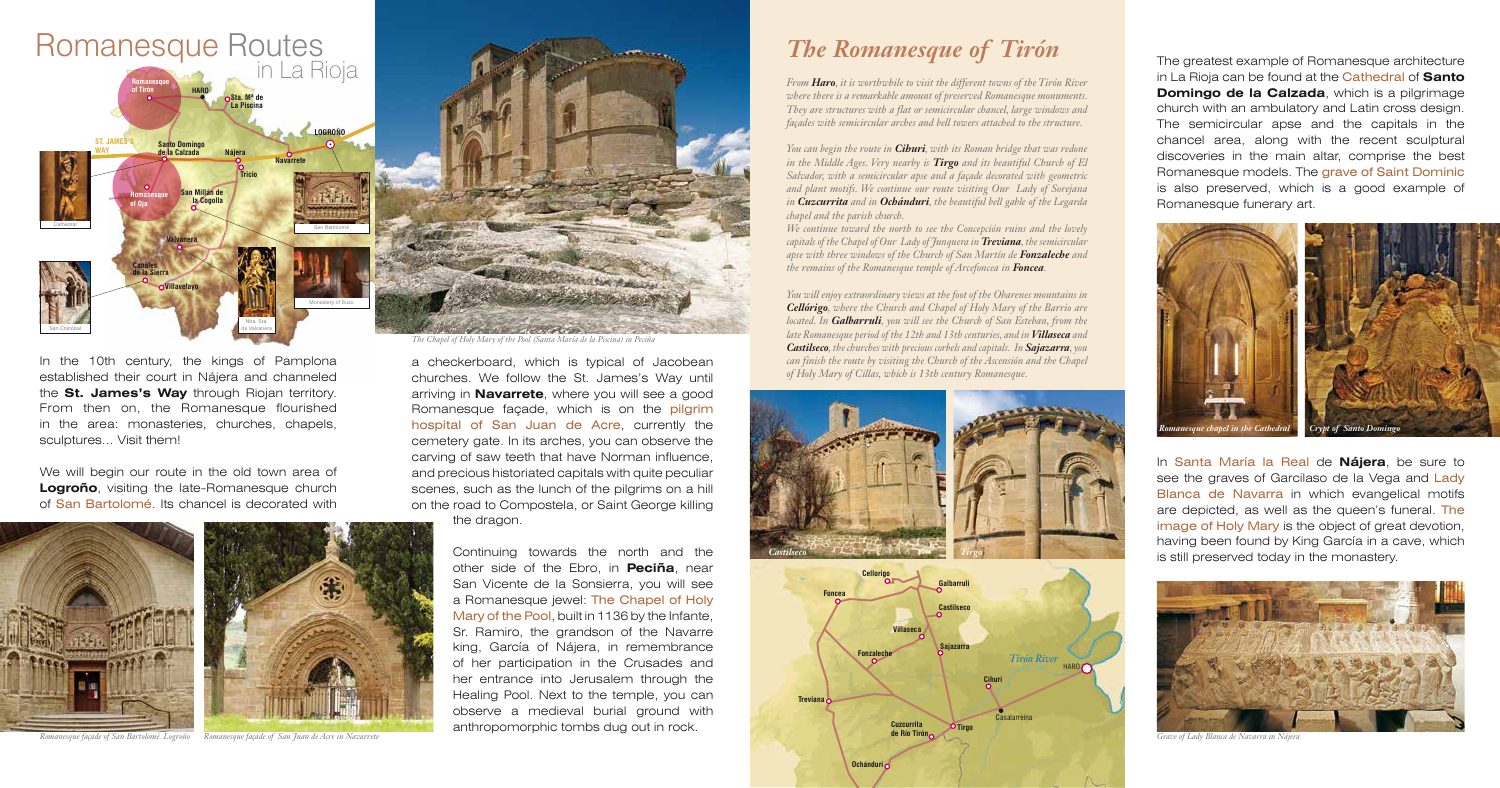# Romanesque Routes in La Rioja

In the 10th century, the kings of Pamplona established their court in Nájera and channeled the **St. James's Way** through Riojan territory. From then on, the Romanesque flourished in the area: monasteries, churches, chapels, sculptures... Visit them!

We will begin our route in the old town area of **Logroño**, visiting the late-Romanesque church of San Bartolomé. Its chancel is decorated with a checkerboard, which is typical of Jacobean churches. We follow the St. James's Way until arriving in **Navarrete**, where you will see a good Romanesque façade, which is on the pilgrim hospital of San Juan de Acre, currently the cemetery gate. In its arches, you can observe the carving of saw teeth that have Norman influence, and precious historiated capitals with quite peculiar scenes, such as the lunch of the pilgrims on a hill on the road to Compostela, or Saint George killing the dragon.

Continuing towards the north and the other side of the Ebro, in **Peciña**, near San Vicente de la Sonsierra, you will see a Romanesque jewel: The Chapel of Holy Mary of the Pool, built in 1136 by the Infante, Sr. Ramiro, the grandson of the Navarre king, García of Nájera, in remembrance of her participation in the Crusades and her entrance into Jerusalem through the Healing Pool. Next to the temple, you can observe a medieval burial ground with anthropomorphic tombs dug out in rock.

*Romanesque façade of San Bartolomé. Logroño*

*Romanesque façade of San Juan de Acre in Navarrete*

*The Chapel of Holy Mary of the Pool (Santa María de la Piscina) in Peciña*

## *The Romanesque of Tirón*

*From **Haro**, it is worthwhile to visit the different towns of the Tirón River where there is a remarkable amount of preserved Romanesque monuments. They are structures with a flat or semicircular chancel, large windows and façades with semicircular arches and bell towers attached to the structure.*

*You can begin the route in **Cihuri**, with its Roman bridge that was redone in the Middle Ages. Very nearby is **Tirgo** and its beautiful Church of El Salvador, with a semicircular apse and a façade decorated with geometric and plant motifs. We continue our route visiting Our Lady of Sorejana in **Cuzcurrita** and in **Ochánduri**, the beautiful bell gable of the Legarda chapel and the parish church.*

*We continue toward the north to see the Concepción ruins and the lovely capitals of the Chapel of Our Lady of Junquera in **Treviana**, the semicircular apse with three windows of the Church of San Martín de **Fonzaleche** and the remains of the Romanesque temple of Arcefoncea in **Foncea**.*

*You will enjoy extraordinary views at the foot of the Obarenes mountains in **Cellórigo**, where the Church and Chapel of Holy Mary of the Barrio are located. In **Galbarruli**, you will see the Church of San Esteban, from the late Romanesque period of the 12th and 13th centuries, and in **Villaseca** and **Castilseco**, the churches with precious corbels and capitals. In **Sajazarra**, you can finish the route by visiting the Church of the Ascensión and the Chapel of Holy Mary of Cillas, which is 13th century Romanesque.*

*Castilseco*

*Tirgo*

The greatest example of Romanesque architecture in La Rioja can be found at the Cathedral of **Santo Domingo de la Calzada**, which is a pilgrimage church with an ambulatory and Latin cross design. The semicircular apse and the capitals in the chancel area, along with the recent sculptural discoveries in the main altar, comprise the best Romanesque models. The grave of Saint Dominic is also preserved, which is a good example of Romanesque funerary art.

*Romanesque chapel in the Cathedral*

*Crypt of Santo Domingo*

In Santa María la Real de **Nájera**, be sure to see the graves of Garcilaso de la Vega and Lady Blanca de Navarra in which evangelical motifs are depicted, as well as the queen's funeral. The image of Holy Mary is the object of great devotion, having been found by King García in a cave, which is still preserved today in the monastery.

*Grave of Lady Blanca de Navarra in Nájera*